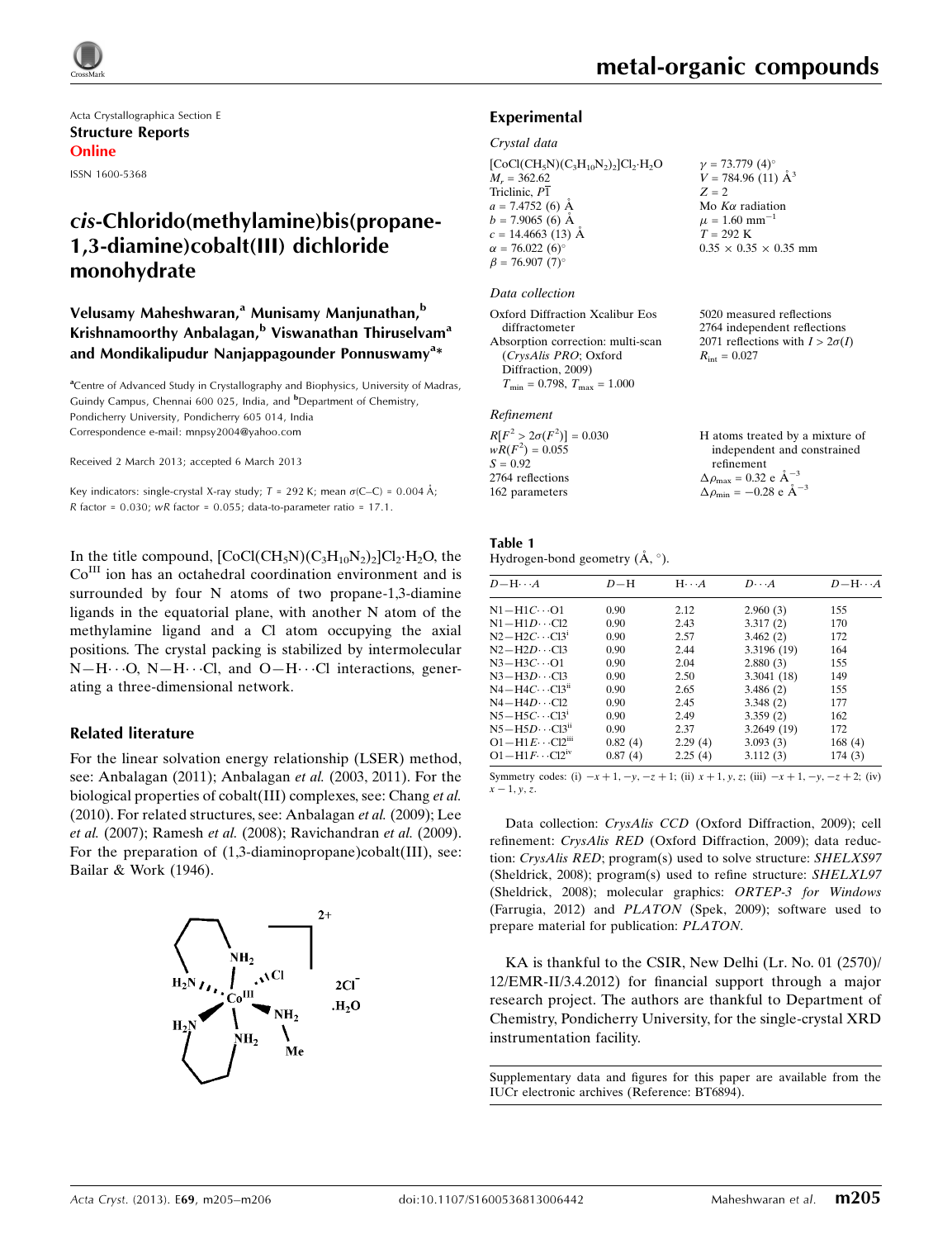Acta Crystallographica Section E

**Structure Reports Online**

ISSN 1600-5368

# *cis*-Chlorido(methylamine)bis(propane-1,3-diamine)cobalt(III) dichloride monohydrate

**Velusamy Maheshwaran,[a] Munisamy Manjunathan,[b] Krishnamoorthy Anbalagan,[b] Viswanathan Thiruselvam[a] and Mondikalipudur Nanjappagounder Ponnuswamy[a]***

[a]Centre of Advanced Study in Crystallography and Biophysics, University of Madras, Guindy Campus, Chennai 600 025, India, and [b]Department of Chemistry, Pondicherry University, Pondicherry 605 014, India
Correspondence e-mail: mnpsy2004@yahoo.com

Received 2 March 2013; accepted 6 March 2013

Key indicators: single-crystal X-ray study; $T$ = 292 K; mean $\sigma$(C–C) = 0.004 Å; $R$ factor = 0.030; $wR$ factor = 0.055; data-to-parameter ratio = 17.1.

In the title compound, $[CoCl(CH_5N)(C_3H_{10}N_2)_2]Cl_2\cdot H_2O$, the $Co^{III}$ ion has an octahedral coordination environment and is surrounded by four N atoms of two propane-1,3-diamine ligands in the equatorial plane, with another N atom of the methylamine ligand and a Cl atom occupying the axial positions. The crystal packing is stabilized by intermolecular N—H⋯O, N—H⋯Cl, and O—H⋯Cl interactions, generating a three-dimensional network.

## Related literature

For the linear solvation energy relationship (LSER) method, see: Anbalagan (2011); Anbalagan *et al.* (2003, 2011). For the biological properties of cobalt(III) complexes, see: Chang *et al.* (2010). For related structures, see: Anbalagan *et al.* (2009); Lee *et al.* (2007); Ramesh *et al.* (2008); Ravichandran *et al.* (2009). For the preparation of (1,3-diaminopropane)cobalt(III), see: Bailar & Work (1946).

## Experimental

### Crystal data

$[CoCl(CH_5N)(C_3H_{10}N_2)_2]Cl_2\cdot H_2O$
$M_r$ = 362.62
Triclinic, $P\overline{1}$
$a$ = 7.4752 (6) Å
$b$ = 7.9065 (6) Å
$c$ = 14.4663 (13) Å
$\alpha$ = 76.022 (6)°
$\beta$ = 76.907 (7)°
$\gamma$ = 73.779 (4)°
$V$ = 784.96 (11) Å$^3$
$Z$ = 2
Mo $K\alpha$ radiation
$\mu$ = 1.60 mm$^{-1}$
$T$ = 292 K
0.35 × 0.35 × 0.35 mm

### Data collection

Oxford Diffraction Xcalibur Eos diffractometer
Absorption correction: multi-scan (*CrysAlis PRO*; Oxford Diffraction, 2009)
$T_{min}$ = 0.798, $T_{max}$ = 1.000
5020 measured reflections
2764 independent reflections
2071 reflections with $I > 2\sigma(I)$
$R_{int}$ = 0.027

### Refinement

$R[F^2 > 2\sigma(F^2)]$ = 0.030
$wR(F^2)$ = 0.055
$S$ = 0.92
2764 reflections
162 parameters
H atoms treated by a mixture of independent and constrained refinement
$\Delta\rho_{max}$ = 0.32 e Å$^{-3}$
$\Delta\rho_{min}$ = −0.28 e Å$^{-3}$

**Table 1**
Hydrogen-bond geometry (Å, °).

| $D$—H⋯$A$ | $D$—H | H⋯$A$ | $D$⋯$A$ | $D$—H⋯$A$ |
|---|---|---|---|---|
| N1—H1C⋯O1 | 0.90 | 2.12 | 2.960 (3) | 155 |
| N1—H1D⋯Cl2 | 0.90 | 2.43 | 3.317 (2) | 170 |
| N2—H2C⋯Cl3$^{i}$ | 0.90 | 2.57 | 3.462 (2) | 172 |
| N2—H2D⋯Cl3 | 0.90 | 2.44 | 3.3196 (19) | 164 |
| N3—H3C⋯O1 | 0.90 | 2.04 | 2.880 (3) | 155 |
| N3—H3D⋯Cl3 | 0.90 | 2.50 | 3.3041 (18) | 149 |
| N4—H4C⋯Cl3$^{ii}$ | 0.90 | 2.65 | 3.486 (2) | 155 |
| N4—H4D⋯Cl2 | 0.90 | 2.45 | 3.348 (2) | 177 |
| N5—H5C⋯Cl3$^{i}$ | 0.90 | 2.49 | 3.359 (2) | 162 |
| N5—H5D⋯Cl3$^{ii}$ | 0.90 | 2.37 | 3.2649 (19) | 172 |
| O1—H1E⋯Cl2$^{iii}$ | 0.82 (4) | 2.29 (4) | 3.093 (3) | 168 (4) |
| O1—H1F⋯Cl2$^{iv}$ | 0.87 (4) | 2.25 (4) | 3.112 (3) | 174 (3) |

Symmetry codes: (i) $-x+1, -y, -z+1$; (ii) $x+1, y, z$; (iii) $-x+1, -y, -z+2$; (iv) $x-1, y, z$.

Data collection: *CrysAlis CCD* (Oxford Diffraction, 2009); cell refinement: *CrysAlis RED* (Oxford Diffraction, 2009); data reduction: *CrysAlis RED*; program(s) used to solve structure: *SHELXS97* (Sheldrick, 2008); program(s) used to refine structure: *SHELXL97* (Sheldrick, 2008); molecular graphics: *ORTEP-3 for Windows* (Farrugia, 2012) and *PLATON* (Spek, 2009); software used to prepare material for publication: *PLATON*.

KA is thankful to the CSIR, New Delhi (Lr. No. 01 (2570)/12/EMR-II/3.4.2012) for financial support through a major research project. The authors are thankful to Department of Chemistry, Pondicherry University, for the single-crystal XRD instrumentation facility.

Supplementary data and figures for this paper are available from the IUCr electronic archives (Reference: BT6894).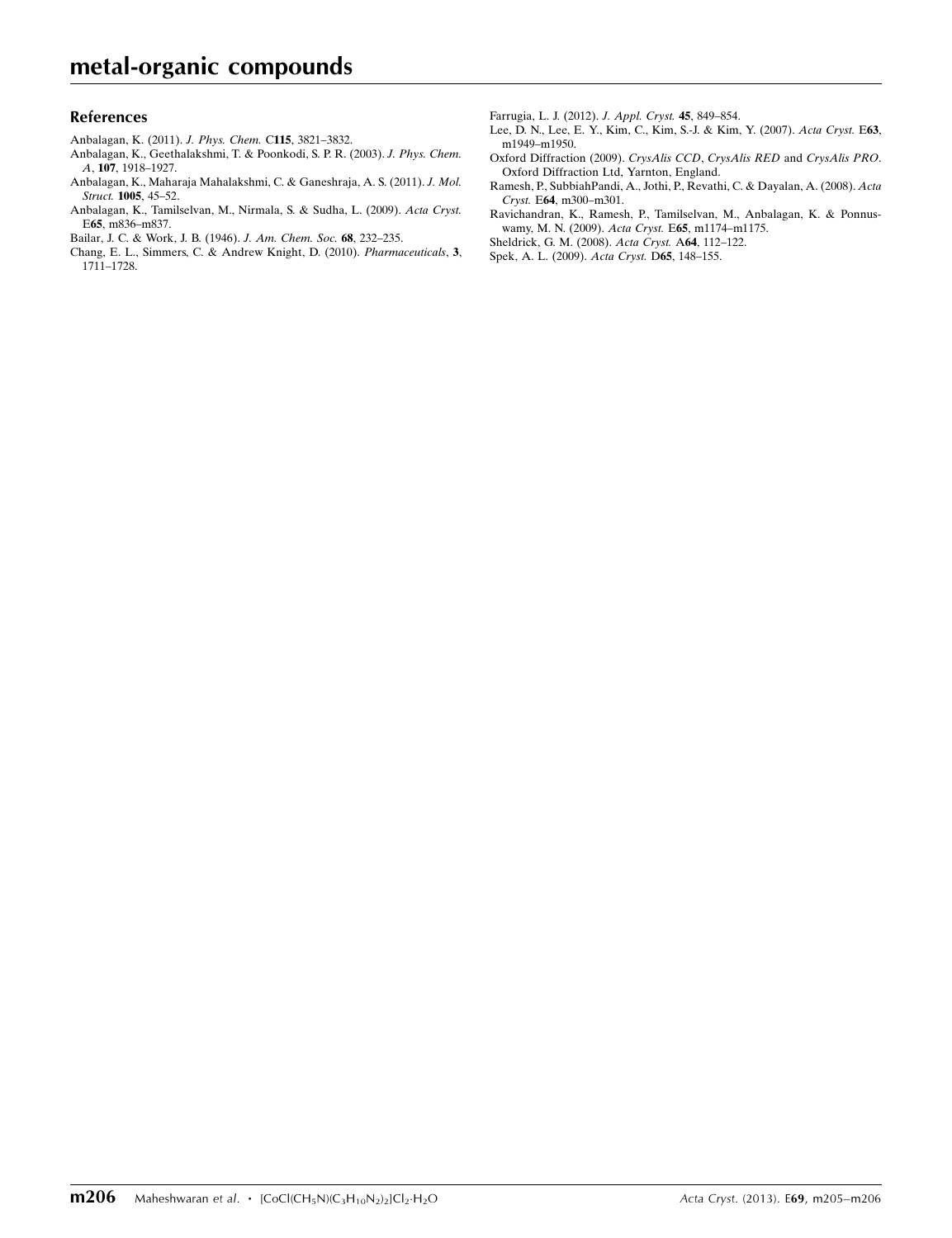## References

Anbalagan, K. (2011). *J. Phys. Chem.* C**115**, 3821–3832.

Anbalagan, K., Geethalakshmi, T. & Poonkodi, S. P. R. (2003). *J. Phys. Chem. A*, **107**, 1918–1927.

Anbalagan, K., Maharaja Mahalakshmi, C. & Ganeshraja, A. S. (2011). *J. Mol. Struct.* **1005**, 45–52.

Anbalagan, K., Tamilselvan, M., Nirmala, S. & Sudha, L. (2009). *Acta Cryst.* E**65**, m836–m837.

Bailar, J. C. & Work, J. B. (1946). *J. Am. Chem. Soc.* **68**, 232–235.

Chang, E. L., Simmers, C. & Andrew Knight, D. (2010). *Pharmaceuticals*, **3**, 1711–1728.

Farrugia, L. J. (2012). *J. Appl. Cryst.* **45**, 849–854.

Lee, D. N., Lee, E. Y., Kim, C., Kim, S.-J. & Kim, Y. (2007). *Acta Cryst.* E**63**, m1949–m1950.

Oxford Diffraction (2009). *CrysAlis CCD*, *CrysAlis RED* and *CrysAlis PRO*. Oxford Diffraction Ltd, Yarnton, England.

Ramesh, P., SubbiahPandi, A., Jothi, P., Revathi, C. & Dayalan, A. (2008). *Acta Cryst.* E**64**, m300–m301.

Ravichandran, K., Ramesh, P., Tamilselvan, M., Anbalagan, K. & Ponnuswamy, M. N. (2009). *Acta Cryst.* E**65**, m1174–m1175.

Sheldrick, G. M. (2008). *Acta Cryst.* A**64**, 112–122.

Spek, A. L. (2009). *Acta Cryst.* D**65**, 148–155.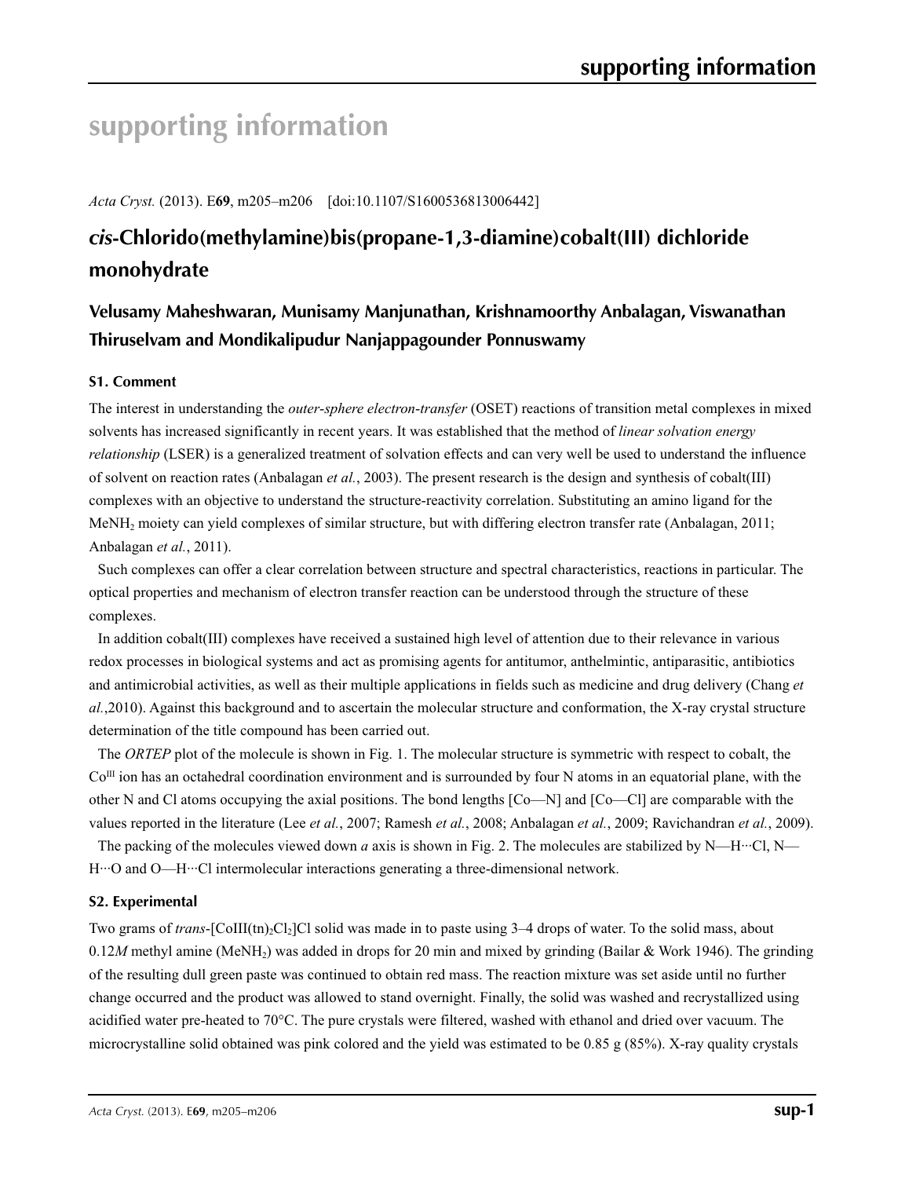# supporting information

*Acta Cryst.* (2013). E**69**, m205–m206 [doi:10.1107/S1600536813006442]

## *cis*-Chlorido(methylamine)bis(propane-1,3-diamine)cobalt(III) dichloride monohydrate

**Velusamy Maheshwaran, Munisamy Manjunathan, Krishnamoorthy Anbalagan, Viswanathan Thiruselvam and Mondikalipudur Nanjappagounder Ponnuswamy**

### S1. Comment

The interest in understanding the *outer-sphere electron-transfer* (OSET) reactions of transition metal complexes in mixed solvents has increased significantly in recent years. It was established that the method of *linear solvation energy relationship* (LSER) is a generalized treatment of solvation effects and can very well be used to understand the influence of solvent on reaction rates (Anbalagan *et al.*, 2003). The present research is the design and synthesis of cobalt(III) complexes with an objective to understand the structure-reactivity correlation. Substituting an amino ligand for the $MeNH_2$ moiety can yield complexes of similar structure, but with differing electron transfer rate (Anbalagan, 2011; Anbalagan *et al.*, 2011).

Such complexes can offer a clear correlation between structure and spectral characteristics, reactions in particular. The optical properties and mechanism of electron transfer reaction can be understood through the structure of these complexes.

In addition cobalt(III) complexes have received a sustained high level of attention due to their relevance in various redox processes in biological systems and act as promising agents for antitumor, anthelmintic, antiparasitic, antibiotics and antimicrobial activities, as well as their multiple applications in fields such as medicine and drug delivery (Chang *et al.*,2010). Against this background and to ascertain the molecular structure and conformation, the X-ray crystal structure determination of the title compound has been carried out.

The *ORTEP* plot of the molecule is shown in Fig. 1. The molecular structure is symmetric with respect to cobalt, the $Co^{III}$ ion has an octahedral coordination environment and is surrounded by four N atoms in an equatorial plane, with the other N and Cl atoms occupying the axial positions. The bond lengths [Co—N] and [Co—Cl] are comparable with the values reported in the literature (Lee *et al.*, 2007; Ramesh *et al.*, 2008; Anbalagan *et al.*, 2009; Ravichandran *et al.*, 2009).

The packing of the molecules viewed down *a* axis is shown in Fig. 2. The molecules are stabilized by N—H···Cl, N—H···O and O—H···Cl intermolecular interactions generating a three-dimensional network.

### S2. Experimental

Two grams of *trans*-$[Co^{III}(tn)_2Cl_2]Cl$ solid was made in to paste using 3–4 drops of water. To the solid mass, about 0.12*M* methyl amine ($MeNH_2$) was added in drops for 20 min and mixed by grinding (Bailar & Work 1946). The grinding of the resulting dull green paste was continued to obtain red mass. The reaction mixture was set aside until no further change occurred and the product was allowed to stand overnight. Finally, the solid was washed and recrystallized using acidified water pre-heated to 70°C. The pure crystals were filtered, washed with ethanol and dried over vacuum. The microcrystalline solid obtained was pink colored and the yield was estimated to be 0.85 g (85%). X-ray quality crystals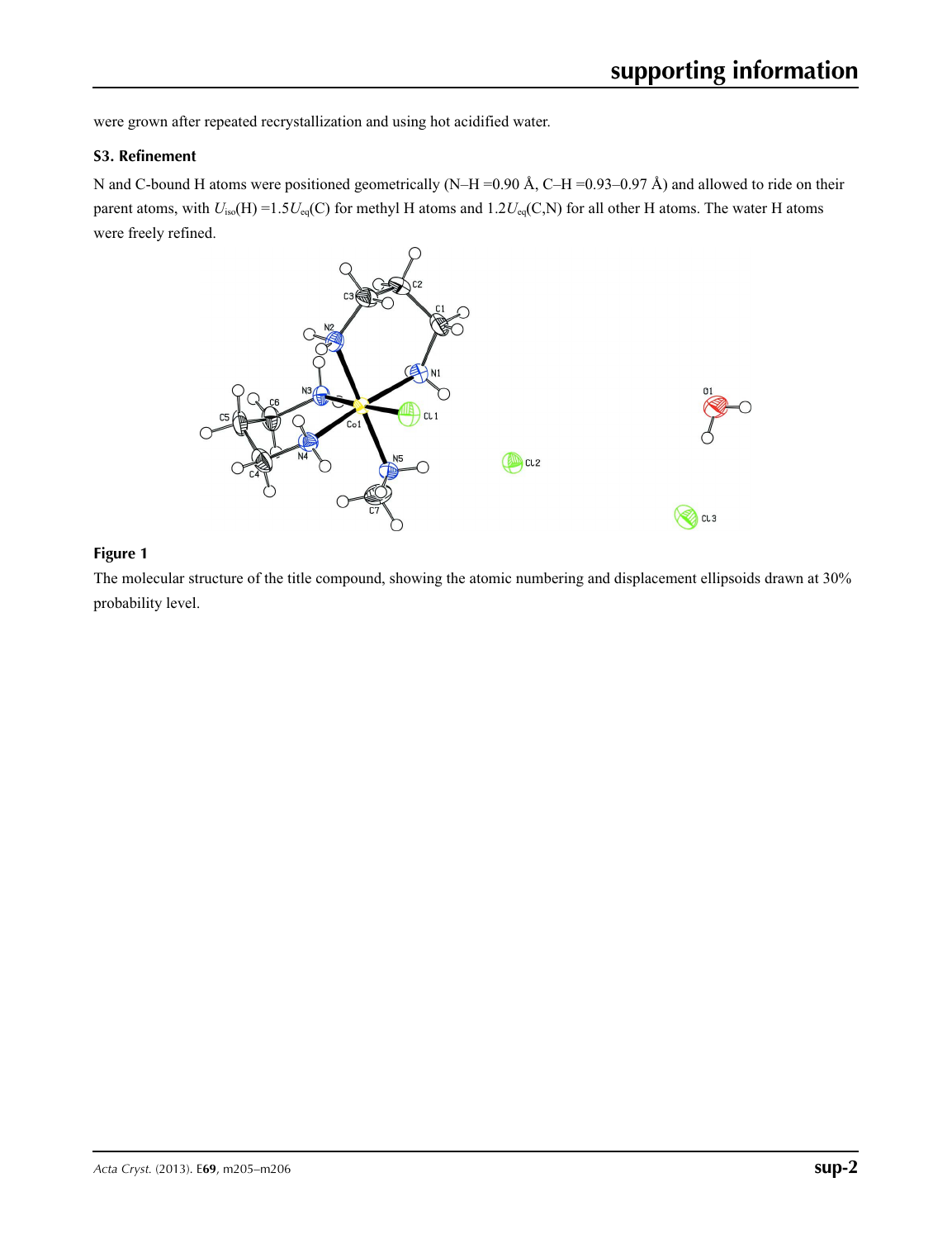were grown after repeated recrystallization and using hot acidified water.

### S3. Refinement

N and C-bound H atoms were positioned geometrically (N–H =0.90 Å, C–H =0.93–0.97 Å) and allowed to ride on their parent atoms, with $U_{iso}$(H) =1.5$U_{eq}$(C) for methyl H atoms and 1.2$U_{eq}$(C,N) for all other H atoms. The water H atoms were freely refined.

**Figure 1**

The molecular structure of the title compound, showing the atomic numbering and displacement ellipsoids drawn at 30% probability level.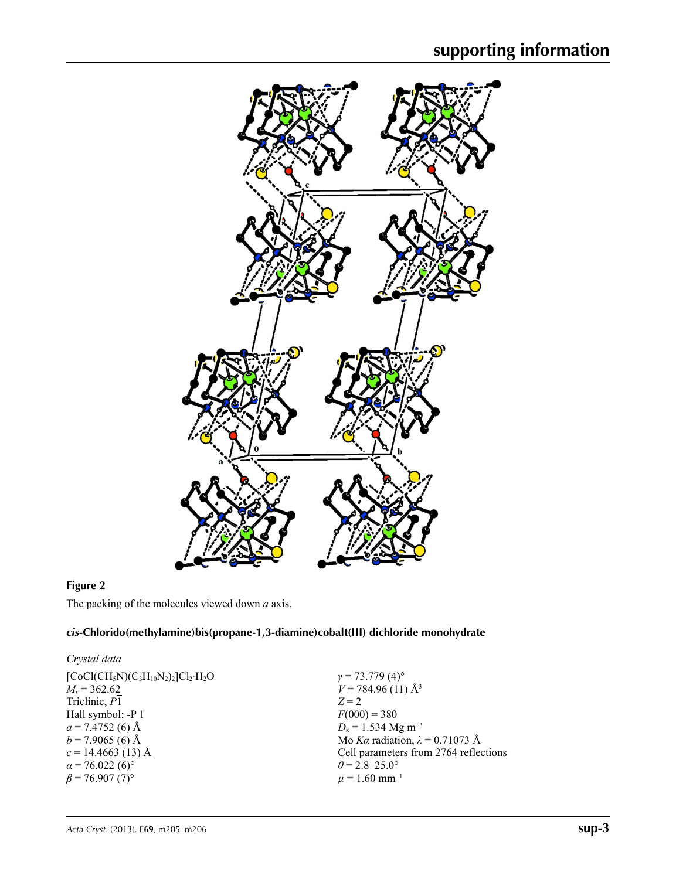**Figure 2**

The packing of the molecules viewed down *a* axis.

## *cis*-Chlorido(methylamine)bis(propane-1,3-diamine)cobalt(III) dichloride monohydrate

### *Crystal data*

$[CoCl(CH_5N)(C_3H_{10}N_2)_2]Cl_2 \cdot H_2O$
$M_r = 362.62$
Triclinic, $P\overline{1}$
Hall symbol: -P 1
$a = 7.4752$ (6) Å
$b = 7.9065$ (6) Å
$c = 14.4663$ (13) Å
$\alpha = 76.022$ (6)°
$\beta = 76.907$ (7)°
$\gamma = 73.779$ (4)°
$V = 784.96$ (11) Å$^3$
$Z = 2$
$F(000) = 380$
$D_x = 1.534$ Mg m$^{-3}$
Mo $K\alpha$ radiation, $\lambda = 0.71073$ Å
Cell parameters from 2764 reflections
$\theta = 2.8$–$25.0$°
$\mu = 1.60$ mm$^{-1}$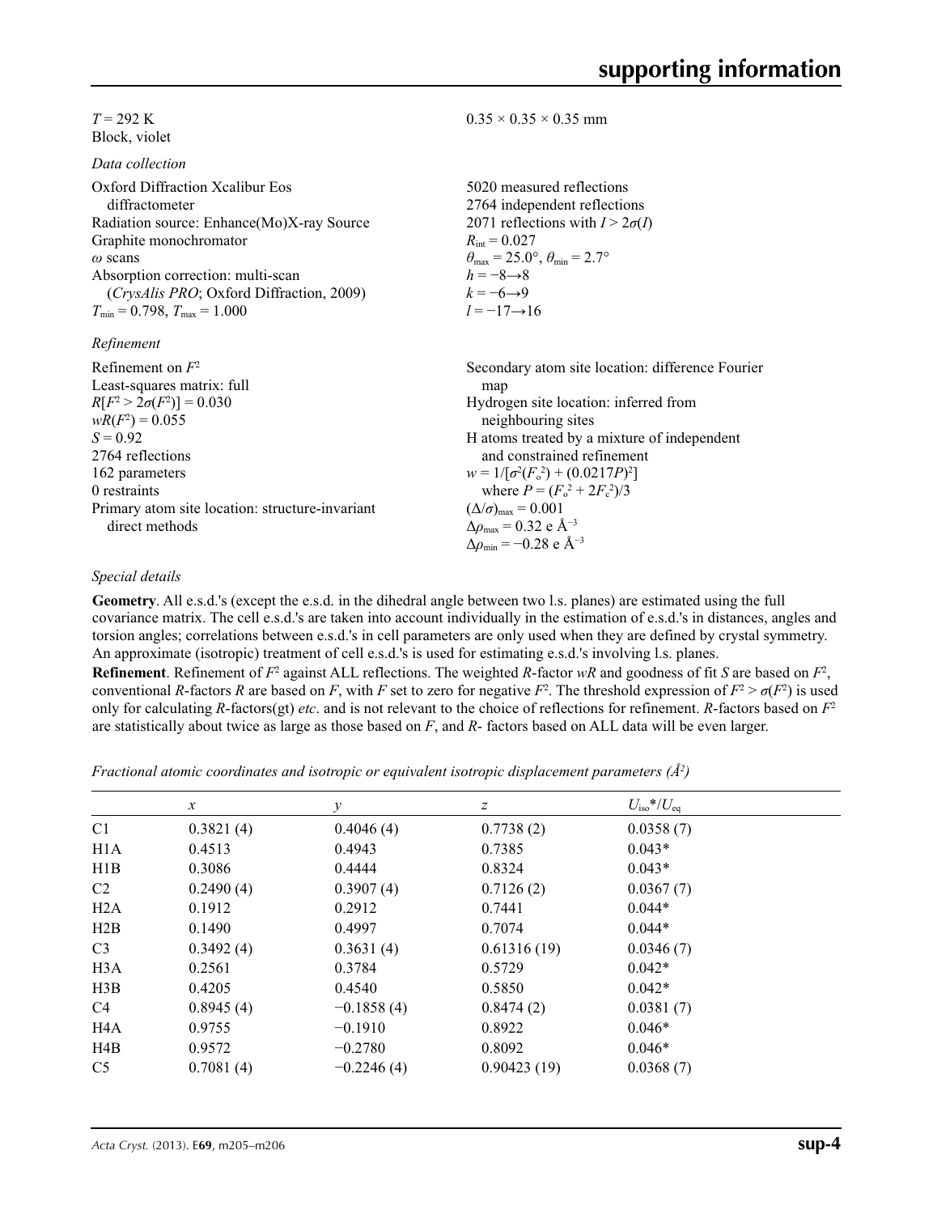$T$ = 292 K
Block, violet

$0.35 \times 0.35 \times 0.35$ mm

*Data collection*

Oxford Diffraction Xcalibur Eos diffractometer
Radiation source: Enhance(Mo)X-ray Source
Graphite monochromator
$\omega$ scans
Absorption correction: multi-scan (*CrysAlis PRO*; Oxford Diffraction, 2009)
$T_{min}$ = 0.798, $T_{max}$ = 1.000

5020 measured reflections
2764 independent reflections
2071 reflections with $I > 2\sigma(I)$
$R_{int}$ = 0.027
$\theta_{max}$ = 25.0°, $\theta_{min}$ = 2.7°
$h = -8 \rightarrow 8$
$k = -6 \rightarrow 9$
$l = -17 \rightarrow 16$

*Refinement*

Refinement on $F^2$
Least-squares matrix: full
$R[F^2 > 2\sigma(F^2)] = 0.030$
$wR(F^2) = 0.055$
$S = 0.92$
2764 reflections
162 parameters
0 restraints
Primary atom site location: structure-invariant direct methods

Secondary atom site location: difference Fourier map
Hydrogen site location: inferred from neighbouring sites
H atoms treated by a mixture of independent and constrained refinement
$w = 1/[\sigma^2(F_o^2) + (0.0217P)^2]$
where $P = (F_o^2 + 2F_c^2)/3$
$(\Delta/\sigma)_{max} = 0.001$
$\Delta\rho_{max} = 0.32$ e Å$^{-3}$
$\Delta\rho_{min} = -0.28$ e Å$^{-3}$

*Special details*

**Geometry**. All e.s.d.'s (except the e.s.d. in the dihedral angle between two l.s. planes) are estimated using the full covariance matrix. The cell e.s.d.'s are taken into account individually in the estimation of e.s.d.'s in distances, angles and torsion angles; correlations between e.s.d.'s in cell parameters are only used when they are defined by crystal symmetry. An approximate (isotropic) treatment of cell e.s.d.'s is used for estimating e.s.d.'s involving l.s. planes.

**Refinement**. Refinement of $F^2$ against ALL reflections. The weighted $R$-factor $wR$ and goodness of fit $S$ are based on $F^2$, conventional $R$-factors $R$ are based on $F$, with $F$ set to zero for negative $F^2$. The threshold expression of $F^2 > \sigma(F^2)$ is used only for calculating $R$-factors(gt) *etc*. and is not relevant to the choice of reflections for refinement. $R$-factors based on $F^2$ are statistically about twice as large as those based on $F$, and $R$- factors based on ALL data will be even larger.

*Fractional atomic coordinates and isotropic or equivalent isotropic displacement parameters (Å$^2$)*

| | $x$ | $y$ | $z$ | $U_{iso}$\*/$U_{eq}$ |
|---|---|---|---|---|
| C1 | 0.3821 (4) | 0.4046 (4) | 0.7738 (2) | 0.0358 (7) |
| H1A | 0.4513 | 0.4943 | 0.7385 | 0.043* |
| H1B | 0.3086 | 0.4444 | 0.8324 | 0.043* |
| C2 | 0.2490 (4) | 0.3907 (4) | 0.7126 (2) | 0.0367 (7) |
| H2A | 0.1912 | 0.2912 | 0.7441 | 0.044* |
| H2B | 0.1490 | 0.4997 | 0.7074 | 0.044* |
| C3 | 0.3492 (4) | 0.3631 (4) | 0.61316 (19) | 0.0346 (7) |
| H3A | 0.2561 | 0.3784 | 0.5729 | 0.042* |
| H3B | 0.4205 | 0.4540 | 0.5850 | 0.042* |
| C4 | 0.8945 (4) | −0.1858 (4) | 0.8474 (2) | 0.0381 (7) |
| H4A | 0.9755 | −0.1910 | 0.8922 | 0.046* |
| H4B | 0.9572 | −0.2780 | 0.8092 | 0.046* |
| C5 | 0.7081 (4) | −0.2246 (4) | 0.90423 (19) | 0.0368 (7) |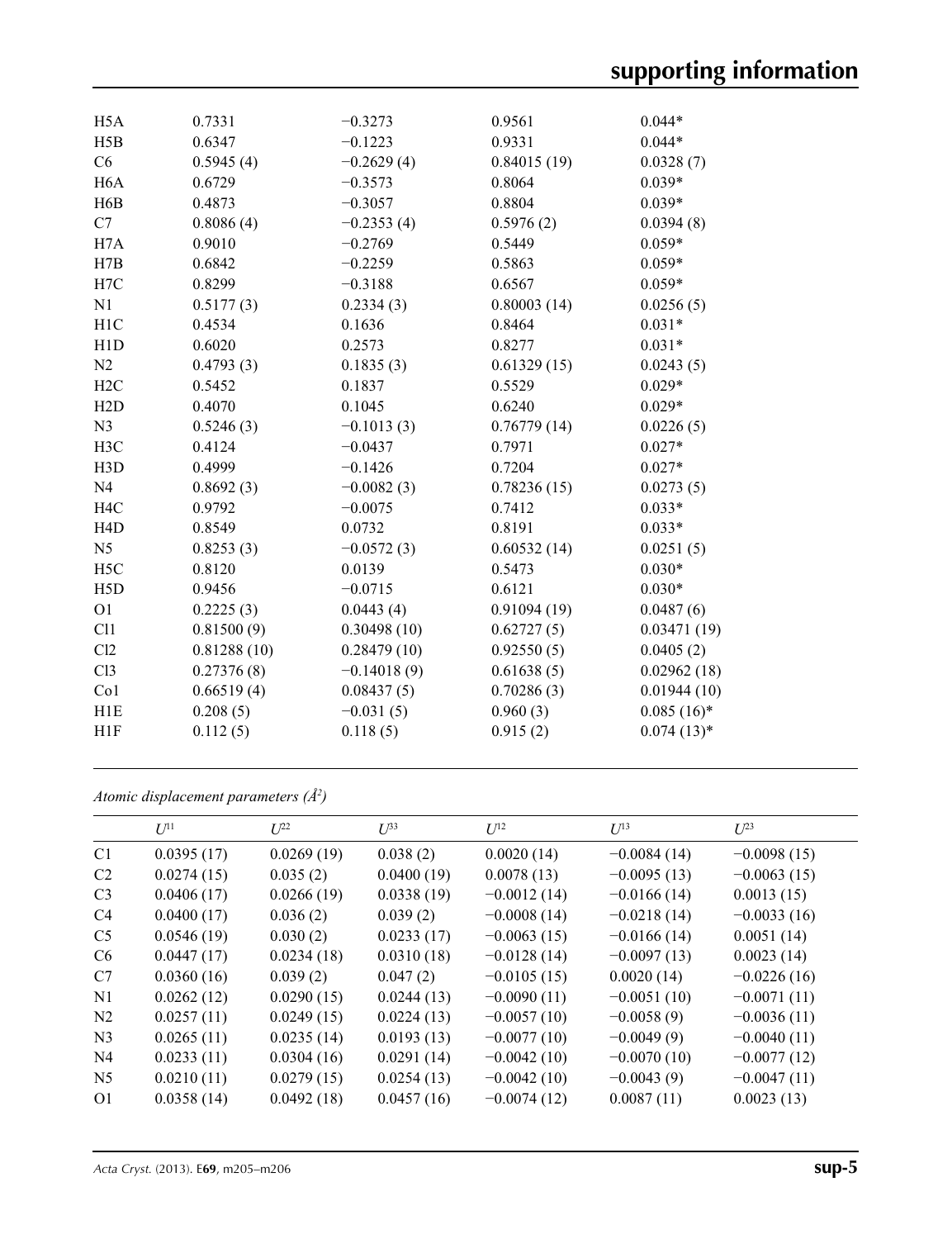| | | | | |
|---|---|---|---|---|
| H5A | 0.7331 | −0.3273 | 0.9561 | 0.044* |
| H5B | 0.6347 | −0.1223 | 0.9331 | 0.044* |
| C6 | 0.5945 (4) | −0.2629 (4) | 0.84015 (19) | 0.0328 (7) |
| H6A | 0.6729 | −0.3573 | 0.8064 | 0.039* |
| H6B | 0.4873 | −0.3057 | 0.8804 | 0.039* |
| C7 | 0.8086 (4) | −0.2353 (4) | 0.5976 (2) | 0.0394 (8) |
| H7A | 0.9010 | −0.2769 | 0.5449 | 0.059* |
| H7B | 0.6842 | −0.2259 | 0.5863 | 0.059* |
| H7C | 0.8299 | −0.3188 | 0.6567 | 0.059* |
| N1 | 0.5177 (3) | 0.2334 (3) | 0.80003 (14) | 0.0256 (5) |
| H1C | 0.4534 | 0.1636 | 0.8464 | 0.031* |
| H1D | 0.6020 | 0.2573 | 0.8277 | 0.031* |
| N2 | 0.4793 (3) | 0.1835 (3) | 0.61329 (15) | 0.0243 (5) |
| H2C | 0.5452 | 0.1837 | 0.5529 | 0.029* |
| H2D | 0.4070 | 0.1045 | 0.6240 | 0.029* |
| N3 | 0.5246 (3) | −0.1013 (3) | 0.76779 (14) | 0.0226 (5) |
| H3C | 0.4124 | −0.0437 | 0.7971 | 0.027* |
| H3D | 0.4999 | −0.1426 | 0.7204 | 0.027* |
| N4 | 0.8692 (3) | −0.0082 (3) | 0.78236 (15) | 0.0273 (5) |
| H4C | 0.9792 | −0.0075 | 0.7412 | 0.033* |
| H4D | 0.8549 | 0.0732 | 0.8191 | 0.033* |
| N5 | 0.8253 (3) | −0.0572 (3) | 0.60532 (14) | 0.0251 (5) |
| H5C | 0.8120 | 0.0139 | 0.5473 | 0.030* |
| H5D | 0.9456 | −0.0715 | 0.6121 | 0.030* |
| O1 | 0.2225 (3) | 0.0443 (4) | 0.91094 (19) | 0.0487 (6) |
| Cl1 | 0.81500 (9) | 0.30498 (10) | 0.62727 (5) | 0.03471 (19) |
| Cl2 | 0.81288 (10) | 0.28479 (10) | 0.92550 (5) | 0.0405 (2) |
| Cl3 | 0.27376 (8) | −0.14018 (9) | 0.61638 (5) | 0.02962 (18) |
| Co1 | 0.66519 (4) | 0.08437 (5) | 0.70286 (3) | 0.01944 (10) |
| H1E | 0.208 (5) | −0.031 (5) | 0.960 (3) | 0.085 (16)* |
| H1F | 0.112 (5) | 0.118 (5) | 0.915 (2) | 0.074 (13)* |

*Atomic displacement parameters (Å$^2$)*

| | $U^{11}$ | $U^{22}$ | $U^{33}$ | $U^{12}$ | $U^{13}$ | $U^{23}$ |
|---|---|---|---|---|---|---|
| C1 | 0.0395 (17) | 0.0269 (19) | 0.038 (2) | 0.0020 (14) | −0.0084 (14) | −0.0098 (15) |
| C2 | 0.0274 (15) | 0.035 (2) | 0.0400 (19) | 0.0078 (13) | −0.0095 (13) | −0.0063 (15) |
| C3 | 0.0406 (17) | 0.0266 (19) | 0.0338 (19) | −0.0012 (14) | −0.0166 (14) | 0.0013 (15) |
| C4 | 0.0400 (17) | 0.036 (2) | 0.039 (2) | −0.0008 (14) | −0.0218 (14) | −0.0033 (16) |
| C5 | 0.0546 (19) | 0.030 (2) | 0.0233 (17) | −0.0063 (15) | −0.0166 (14) | 0.0051 (14) |
| C6 | 0.0447 (17) | 0.0234 (18) | 0.0310 (18) | −0.0128 (14) | −0.0097 (13) | 0.0023 (14) |
| C7 | 0.0360 (16) | 0.039 (2) | 0.047 (2) | −0.0105 (15) | 0.0020 (14) | −0.0226 (16) |
| N1 | 0.0262 (12) | 0.0290 (15) | 0.0244 (13) | −0.0090 (11) | −0.0051 (10) | −0.0071 (11) |
| N2 | 0.0257 (11) | 0.0249 (15) | 0.0224 (13) | −0.0057 (10) | −0.0058 (9) | −0.0036 (11) |
| N3 | 0.0265 (11) | 0.0235 (14) | 0.0193 (13) | −0.0077 (10) | −0.0049 (9) | −0.0040 (11) |
| N4 | 0.0233 (11) | 0.0304 (16) | 0.0291 (14) | −0.0042 (10) | −0.0070 (10) | −0.0077 (12) |
| N5 | 0.0210 (11) | 0.0279 (15) | 0.0254 (13) | −0.0042 (10) | −0.0043 (9) | −0.0047 (11) |
| O1 | 0.0358 (14) | 0.0492 (18) | 0.0457 (16) | −0.0074 (12) | 0.0087 (11) | 0.0023 (13) |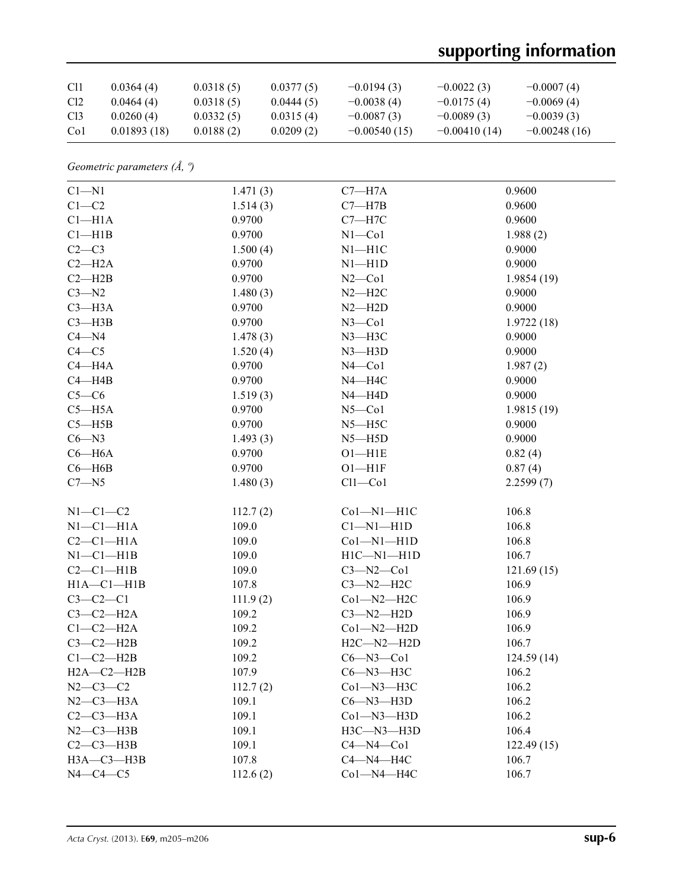| Cl1 | 0.0364 (4) | 0.0318 (5) | 0.0377 (5) | −0.0194 (3) | −0.0022 (3) | −0.0007 (4) |
|---|---|---|---|---|---|---|
| Cl2 | 0.0464 (4) | 0.0318 (5) | 0.0444 (5) | −0.0038 (4) | −0.0175 (4) | −0.0069 (4) |
| Cl3 | 0.0260 (4) | 0.0332 (5) | 0.0315 (4) | −0.0087 (3) | −0.0089 (3) | −0.0039 (3) |
| Co1 | 0.01893 (18) | 0.0188 (2) | 0.0209 (2) | −0.00540 (15) | −0.00410 (14) | −0.00248 (16) |

*Geometric parameters (Å, º)*

| | | | |
|---|---|---|---|
| C1—N1 | 1.471 (3) | C7—H7A | 0.9600 |
| C1—C2 | 1.514 (3) | C7—H7B | 0.9600 |
| C1—H1A | 0.9700 | C7—H7C | 0.9600 |
| C1—H1B | 0.9700 | N1—Co1 | 1.988 (2) |
| C2—C3 | 1.500 (4) | N1—H1C | 0.9000 |
| C2—H2A | 0.9700 | N1—H1D | 0.9000 |
| C2—H2B | 0.9700 | N2—Co1 | 1.9854 (19) |
| C3—N2 | 1.480 (3) | N2—H2C | 0.9000 |
| C3—H3A | 0.9700 | N2—H2D | 0.9000 |
| C3—H3B | 0.9700 | N3—Co1 | 1.9722 (18) |
| C4—N4 | 1.478 (3) | N3—H3C | 0.9000 |
| C4—C5 | 1.520 (4) | N3—H3D | 0.9000 |
| C4—H4A | 0.9700 | N4—Co1 | 1.987 (2) |
| C4—H4B | 0.9700 | N4—H4C | 0.9000 |
| C5—C6 | 1.519 (3) | N4—H4D | 0.9000 |
| C5—H5A | 0.9700 | N5—Co1 | 1.9815 (19) |
| C5—H5B | 0.9700 | N5—H5C | 0.9000 |
| C6—N3 | 1.493 (3) | N5—H5D | 0.9000 |
| C6—H6A | 0.9700 | O1—H1E | 0.82 (4) |
| C6—H6B | 0.9700 | O1—H1F | 0.87 (4) |
| C7—N5 | 1.480 (3) | Cl1—Co1 | 2.2599 (7) |
| | | | |
| N1—C1—C2 | 112.7 (2) | Co1—N1—H1C | 106.8 |
| N1—C1—H1A | 109.0 | C1—N1—H1D | 106.8 |
| C2—C1—H1A | 109.0 | Co1—N1—H1D | 106.8 |
| N1—C1—H1B | 109.0 | H1C—N1—H1D | 106.7 |
| C2—C1—H1B | 109.0 | C3—N2—Co1 | 121.69 (15) |
| H1A—C1—H1B | 107.8 | C3—N2—H2C | 106.9 |
| C3—C2—C1 | 111.9 (2) | Co1—N2—H2C | 106.9 |
| C3—C2—H2A | 109.2 | C3—N2—H2D | 106.9 |
| C1—C2—H2A | 109.2 | Co1—N2—H2D | 106.9 |
| C3—C2—H2B | 109.2 | H2C—N2—H2D | 106.7 |
| C1—C2—H2B | 109.2 | C6—N3—Co1 | 124.59 (14) |
| H2A—C2—H2B | 107.9 | C6—N3—H3C | 106.2 |
| N2—C3—C2 | 112.7 (2) | Co1—N3—H3C | 106.2 |
| N2—C3—H3A | 109.1 | C6—N3—H3D | 106.2 |
| C2—C3—H3A | 109.1 | Co1—N3—H3D | 106.2 |
| N2—C3—H3B | 109.1 | H3C—N3—H3D | 106.4 |
| C2—C3—H3B | 109.1 | C4—N4—Co1 | 122.49 (15) |
| H3A—C3—H3B | 107.8 | C4—N4—H4C | 106.7 |
| N4—C4—C5 | 112.6 (2) | Co1—N4—H4C | 106.7 |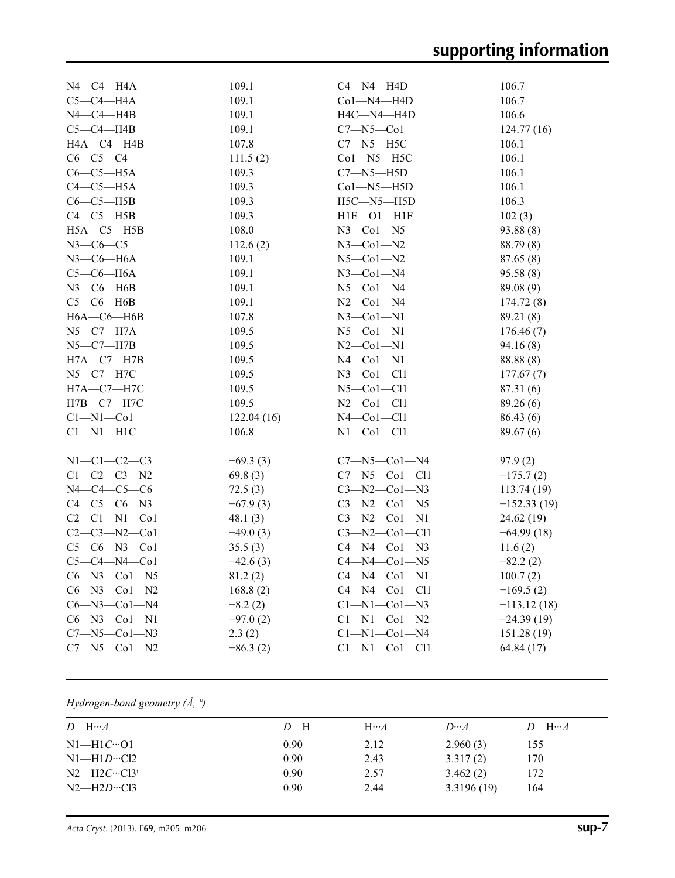| | | | |
|---|---|---|---|
| N4—C4—H4A | 109.1 | C4—N4—H4D | 106.7 |
| C5—C4—H4A | 109.1 | Co1—N4—H4D | 106.7 |
| N4—C4—H4B | 109.1 | H4C—N4—H4D | 106.6 |
| C5—C4—H4B | 109.1 | C7—N5—Co1 | 124.77 (16) |
| H4A—C4—H4B | 107.8 | C7—N5—H5C | 106.1 |
| C6—C5—C4 | 111.5 (2) | Co1—N5—H5C | 106.1 |
| C6—C5—H5A | 109.3 | C7—N5—H5D | 106.1 |
| C4—C5—H5A | 109.3 | Co1—N5—H5D | 106.1 |
| C6—C5—H5B | 109.3 | H5C—N5—H5D | 106.3 |
| C4—C5—H5B | 109.3 | H1E—O1—H1F | 102 (3) |
| H5A—C5—H5B | 108.0 | N3—Co1—N5 | 93.88 (8) |
| N3—C6—C5 | 112.6 (2) | N3—Co1—N2 | 88.79 (8) |
| N3—C6—H6A | 109.1 | N5—Co1—N2 | 87.65 (8) |
| C5—C6—H6A | 109.1 | N3—Co1—N4 | 95.58 (8) |
| N3—C6—H6B | 109.1 | N5—Co1—N4 | 89.08 (9) |
| C5—C6—H6B | 109.1 | N2—Co1—N4 | 174.72 (8) |
| H6A—C6—H6B | 107.8 | N3—Co1—N1 | 89.21 (8) |
| N5—C7—H7A | 109.5 | N5—Co1—N1 | 176.46 (7) |
| N5—C7—H7B | 109.5 | N2—Co1—N1 | 94.16 (8) |
| H7A—C7—H7B | 109.5 | N4—Co1—N1 | 88.88 (8) |
| N5—C7—H7C | 109.5 | N3—Co1—Cl1 | 177.67 (7) |
| H7A—C7—H7C | 109.5 | N5—Co1—Cl1 | 87.31 (6) |
| H7B—C7—H7C | 109.5 | N2—Co1—Cl1 | 89.26 (6) |
| C1—N1—Co1 | 122.04 (16) | N4—Co1—Cl1 | 86.43 (6) |
| C1—N1—H1C | 106.8 | N1—Co1—Cl1 | 89.67 (6) |

| | | | |
|---|---|---|---|
| N1—C1—C2—C3 | −69.3 (3) | C7—N5—Co1—N4 | 97.9 (2) |
| C1—C2—C3—N2 | 69.8 (3) | C7—N5—Co1—Cl1 | −175.7 (2) |
| N4—C4—C5—C6 | 72.5 (3) | C3—N2—Co1—N3 | 113.74 (19) |
| C4—C5—C6—N3 | −67.9 (3) | C3—N2—Co1—N5 | −152.33 (19) |
| C2—C1—N1—Co1 | 48.1 (3) | C3—N2—Co1—N1 | 24.62 (19) |
| C2—C3—N2—Co1 | −49.0 (3) | C3—N2—Co1—Cl1 | −64.99 (18) |
| C5—C6—N3—Co1 | 35.5 (3) | C4—N4—Co1—N3 | 11.6 (2) |
| C5—C4—N4—Co1 | −42.6 (3) | C4—N4—Co1—N5 | −82.2 (2) |
| C6—N3—Co1—N5 | 81.2 (2) | C4—N4—Co1—N1 | 100.7 (2) |
| C6—N3—Co1—N2 | 168.8 (2) | C4—N4—Co1—Cl1 | −169.5 (2) |
| C6—N3—Co1—N4 | −8.2 (2) | C1—N1—Co1—N3 | −113.12 (18) |
| C6—N3—Co1—N1 | −97.0 (2) | C1—N1—Co1—N2 | −24.39 (19) |
| C7—N5—Co1—N3 | 2.3 (2) | C1—N1—Co1—N4 | 151.28 (19) |
| C7—N5—Co1—N2 | −86.3 (2) | C1—N1—Co1—Cl1 | 64.84 (17) |

*Hydrogen-bond geometry (Å, º)*

| *D*—H···*A* | *D*—H | H···*A* | *D*···*A* | *D*—H···*A* |
|---|---|---|---|---|
| N1—H1*C*···O1 | 0.90 | 2.12 | 2.960 (3) | 155 |
| N1—H1*D*···Cl2 | 0.90 | 2.43 | 3.317 (2) | 170 |
| N2—H2*C*···Cl3[i] | 0.90 | 2.57 | 3.462 (2) | 172 |
| N2—H2*D*···Cl3 | 0.90 | 2.44 | 3.3196 (19) | 164 |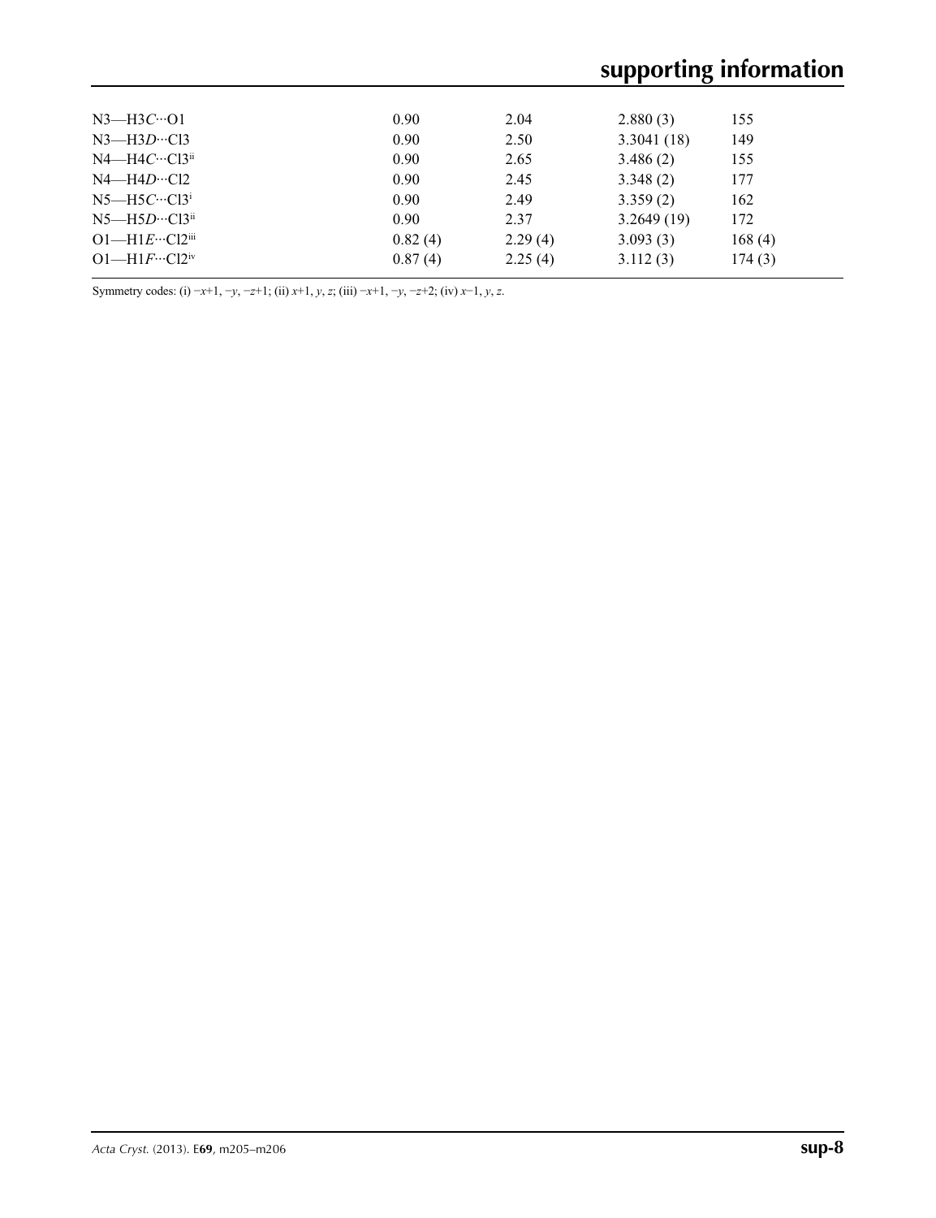| | | | | |
|---|---|---|---|---|
| N3—H3*C*···O1 | 0.90 | 2.04 | 2.880 (3) | 155 |
| N3—H3*D*···Cl3 | 0.90 | 2.50 | 3.3041 (18) | 149 |
| N4—H4*C*···Cl3$^{ii}$ | 0.90 | 2.65 | 3.486 (2) | 155 |
| N4—H4*D*···Cl2 | 0.90 | 2.45 | 3.348 (2) | 177 |
| N5—H5*C*···Cl3$^{i}$ | 0.90 | 2.49 | 3.359 (2) | 162 |
| N5—H5*D*···Cl3$^{ii}$ | 0.90 | 2.37 | 3.2649 (19) | 172 |
| O1—H1*E*···Cl2$^{iii}$ | 0.82 (4) | 2.29 (4) | 3.093 (3) | 168 (4) |
| O1—H1*F*···Cl2$^{iv}$ | 0.87 (4) | 2.25 (4) | 3.112 (3) | 174 (3) |

Symmetry codes: (i) −*x*+1, −*y*, −*z*+1; (ii) *x*+1, *y*, *z*; (iii) −*x*+1, −*y*, −*z*+2; (iv) *x*−1, *y*, *z*.